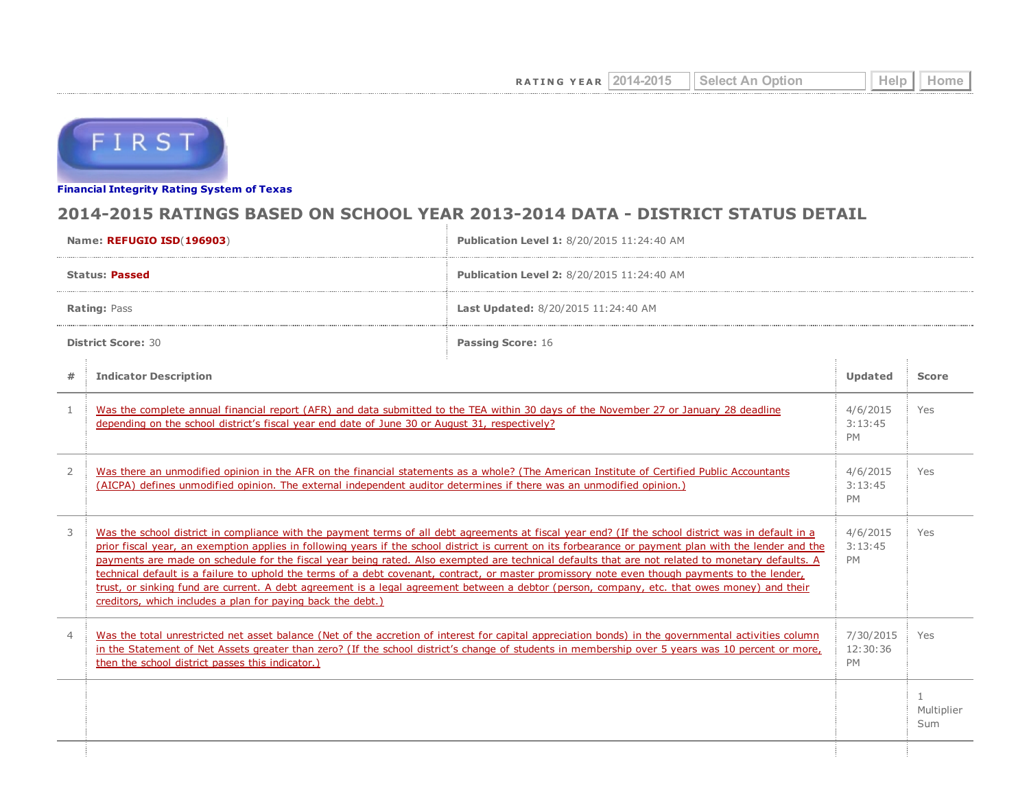RATING YEAR 2014-2015 Select An Option Help Home

FIRST

**Financial Integrity Rating System of Texas**

## 2014-2015 RATINGS BASED ON SCHOOL YEAR 2013-2014 DATA - DISTRICT STATUS DETAIL

| | |
|---|---|
| **Name:** **REFUGIO ISD**(**196903**) | **Publication Level 1:** 8/20/2015 11:24:40 AM |
| **Status:** **Passed** | **Publication Level 2:** 8/20/2015 11:24:40 AM |
| **Rating:** Pass | **Last Updated:** 8/20/2015 11:24:40 AM |
| **District Score:** 30 | **Passing Score:** 16 |

| # | Indicator Description | Updated | Score |
|---|---|---|---|
| 1 | Was the complete annual financial report (AFR) and data submitted to the TEA within 30 days of the November 27 or January 28 deadline depending on the school district's fiscal year end date of June 30 or August 31, respectively? | 4/6/2015 3:13:45 PM | Yes |
| 2 | Was there an unmodified opinion in the AFR on the financial statements as a whole? (The American Institute of Certified Public Accountants (AICPA) defines unmodified opinion. The external independent auditor determines if there was an unmodified opinion.) | 4/6/2015 3:13:45 PM | Yes |
| 3 | Was the school district in compliance with the payment terms of all debt agreements at fiscal year end? (If the school district was in default in a prior fiscal year, an exemption applies in following years if the school district is current on its forbearance or payment plan with the lender and the payments are made on schedule for the fiscal year being rated. Also exempted are technical defaults that are not related to monetary defaults. A technical default is a failure to uphold the terms of a debt covenant, contract, or master promissory note even though payments to the lender, trust, or sinking fund are current. A debt agreement is a legal agreement between a debtor (person, company, etc. that owes money) and their creditors, which includes a plan for paying back the debt.) | 4/6/2015 3:13:45 PM | Yes |
| 4 | Was the total unrestricted net asset balance (Net of the accretion of interest for capital appreciation bonds) in the governmental activities column in the Statement of Net Assets greater than zero? (If the school district's change of students in membership over 5 years was 10 percent or more, then the school district passes this indicator.) | 7/30/2015 12:30:36 PM | Yes |
| | | | 1 Multiplier Sum |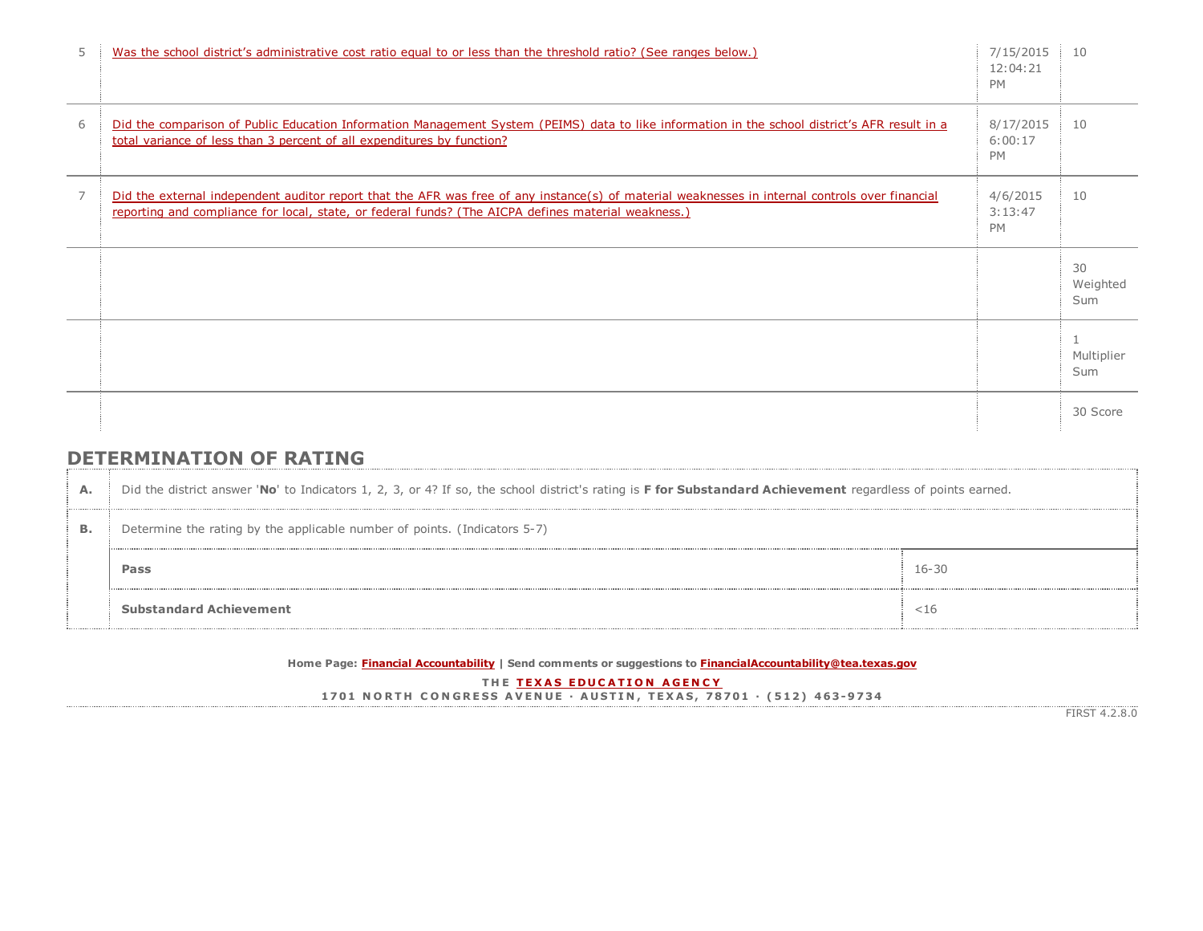| | | | |
|---|---|---|---|
| 5 | Was the school district's administrative cost ratio equal to or less than the threshold ratio? (See ranges below.) | 7/15/2015 12:04:21 PM | 10 |
| 6 | Did the comparison of Public Education Information Management System (PEIMS) data to like information in the school district's AFR result in a total variance of less than 3 percent of all expenditures by function? | 8/17/2015 6:00:17 PM | 10 |
| 7 | Did the external independent auditor report that the AFR was free of any instance(s) of material weaknesses in internal controls over financial reporting and compliance for local, state, or federal funds? (The AICPA defines material weakness.) | 4/6/2015 3:13:47 PM | 10 |
| | | | 30 Weighted Sum |
| | | | 1 Multiplier Sum |
| | | | 30 Score |

## DETERMINATION OF RATING

| | | |
|---|---|---|
| **A.** | Did the district answer '**No**' to Indicators 1, 2, 3, or 4? If so, the school district's rating is **F for Substandard Achievement** regardless of points earned. | |
| **B.** | Determine the rating by the applicable number of points. (Indicators 5-7) | |
| | **Pass** | 16-30 |
| | **Substandard Achievement** | <16 |

**Home Page: Financial Accountability | Send comments or suggestions to FinancialAccountability@tea.texas.gov**

**THE TEXAS EDUCATION AGENCY**
**1701 NORTH CONGRESS AVENUE · AUSTIN, TEXAS, 78701 · (512) 463-9734**

FIRST 4.2.8.0